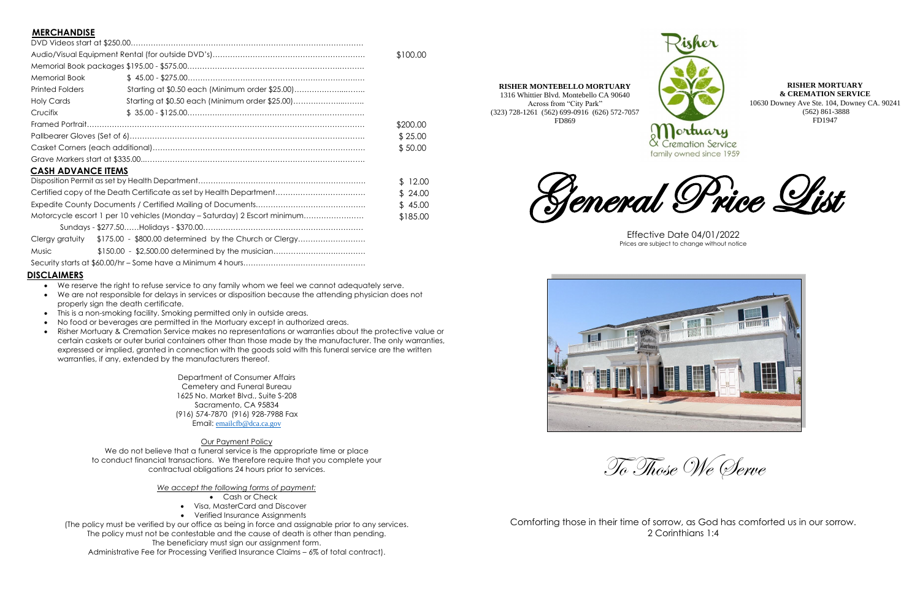## MERCHANDISE

| Item | Description | Price |
|---|---|---|
| DVD Videos start at $250.00 | | |
| Audio/Visual Equipment Rental (for outside DVD's) | | $100.00 |
| Memorial Book packages $195.00 - $575.00 | | |
| Memorial Book | $ 45.00 - $275.00 | |
| Printed Folders | Starting at $0.50 each (Minimum order $25.00) | |
| Holy Cards | Starting at $0.50 each (Minimum order $25.00) | |
| Crucifix | $ 35.00 - $125.00 | |
| Framed Portrait | | $200.00 |
| Pallbearer Gloves (Set of 6) | | $ 25.00 |
| Casket Corners (each additional) | | $ 50.00 |
| Grave Markers start at $335.00 | | |

## CASH ADVANCE ITEMS

| Item | Description | Price |
|---|---|---|
| Disposition Permit as set by Health Department | | $ 12.00 |
| Certified copy of the Death Certificate as set by Health Department | | $ 24.00 |
| Expedite County Documents / Certified Mailing of Documents | | $ 45.00 |
| Motorcycle escort 1 per 10 vehicles (Monday – Saturday) 2 Escort minimum | | $185.00 |
| Sundays - $277.50……Holidays - $370.00 | | |
| Clergy gratuity | $175.00 - $800.00 determined by the Church or Clergy | |
| Music | $150.00 - $2,500.00 determined by the musician | |
| Security starts at $60.00/hr – Some have a Minimum 4 hours | | |

## DISCLAIMERS

- We reserve the right to refuse service to any family whom we feel we cannot adequately serve.
- We are not responsible for delays in services or disposition because the attending physician does not properly sign the death certificate.
- This is a non-smoking facility. Smoking permitted only in outside areas.
- No food or beverages are permitted in the Mortuary except in authorized areas.
- Risher Mortuary & Cremation Service makes no representations or warranties about the protective value or certain caskets or outer burial containers other than those made by the manufacturer. The only warranties, expressed or implied, granted in connection with the goods sold with this funeral service are the written warranties, if any, extended by the manufacturers thereof.

Department of Consumer Affairs
Cemetery and Funeral Bureau
1625 No. Market Blvd., Suite S-208
Sacramento, CA 95834
(916) 574-7870 (916) 928-7988 Fax
Email: emailcfb@dca.ca.gov

Our Payment Policy

We do not believe that a funeral service is the appropriate time or place to conduct financial transactions. We therefore require that you complete your contractual obligations 24 hours prior to services.

*We accept the following forms of payment:*

- Cash or Check
- Visa, MasterCard and Discover
- Verified Insurance Assignments

(The policy must be verified by our office as being in force and assignable prior to any services. The policy must not be contestable and the cause of death is other than pending. The beneficiary must sign our assignment form. Administrative Fee for Processing Verified Insurance Claims – 6% of total contract).

**RISHER MONTEBELLO MORTUARY**
1316 Whittier Blvd. Montebello CA 90640
Across from "City Park"
(323) 728-1261 (562) 699-0916 (626) 572-7057
FD869

Risher Mortuary & Cremation Service
family owned since 1959

**RISHER MORTUARY & CREMATION SERVICE**
10630 Downey Ave Ste. 104, Downey CA. 90241
(562) 861-3888
FD1947

# General Price List

Effective Date 04/01/2022
Prices are subject to change without notice

*To Those We Serve*

Comforting those in their time of sorrow, as God has comforted us in our sorrow.
2 Corinthians 1:4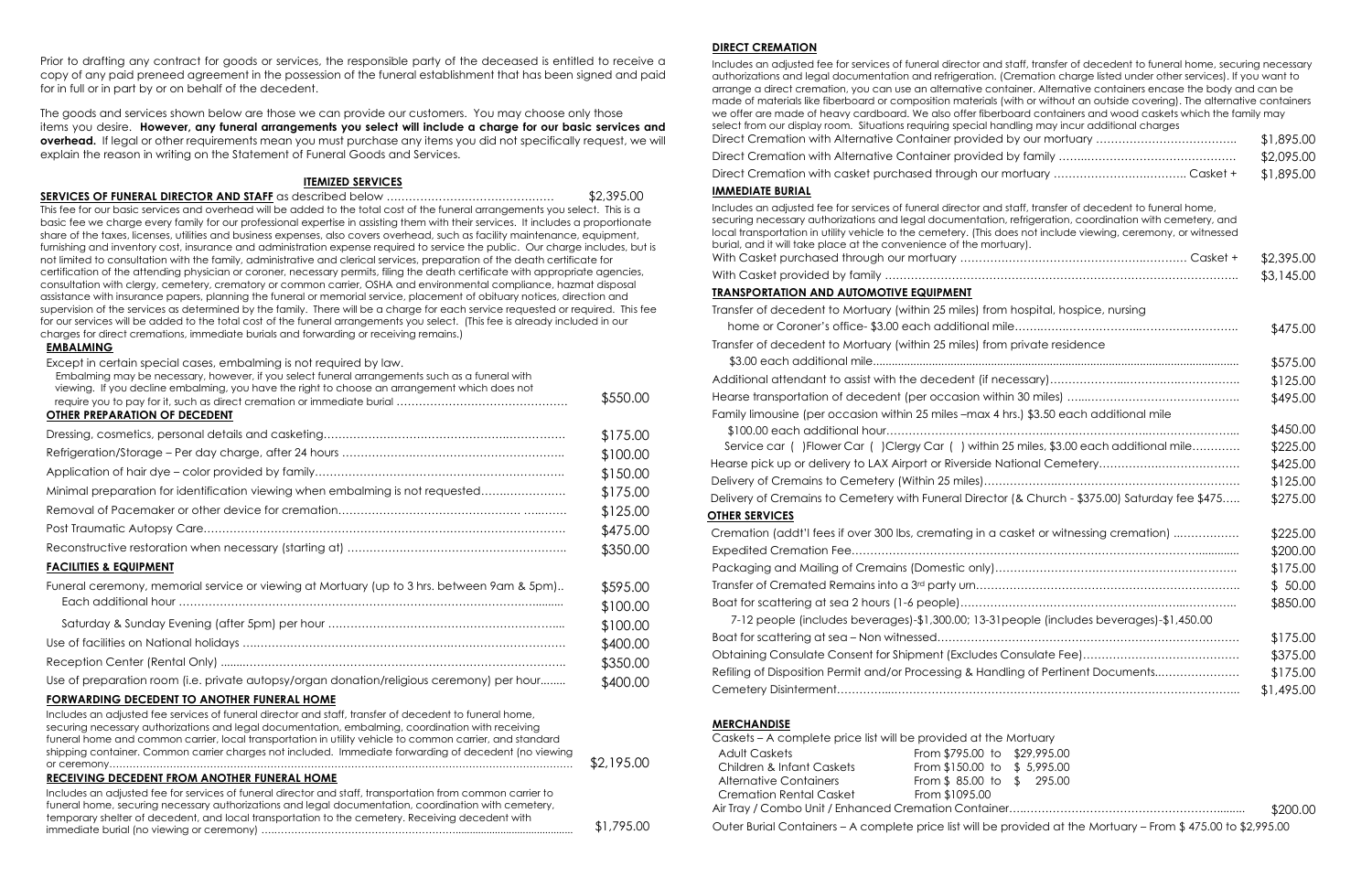Prior to drafting any contract for goods or services, the responsible party of the deceased is entitled to receive a copy of any paid preneed agreement in the possession of the funeral establishment that has been signed and paid for in full or in part by or on behalf of the decedent.

The goods and services shown below are those we can provide our customers. You may choose only those items you desire. **However, any funeral arrangements you select will include a charge for our basic services and overhead.** If legal or other requirements mean you must purchase any items you did not specifically request, we will explain the reason in writing on the Statement of Funeral Goods and Services.

## ITEMIZED SERVICES

**SERVICES OF FUNERAL DIRECTOR AND STAFF** as described below ............................................. $2,395.00

This fee for our basic services and overhead will be added to the total cost of the funeral arrangements you select. This is a basic fee we charge every family for our professional expertise in assisting them with their services. It includes a proportionate share of the taxes, licenses, utilities and business expenses, also covers overhead, such as facility maintenance, equipment, furnishing and inventory cost, insurance and administration expense required to service the public. Our charge includes, but is not limited to consultation with the family, administrative and clerical services, preparation of the death certificate for certification of the attending physician or coroner, necessary permits, filing the death certificate with appropriate agencies, consultation with clergy, cemetery, crematory or common carrier, OSHA and environmental compliance, hazmat disposal assistance with insurance papers, planning the funeral or memorial service, placement of obituary notices, direction and supervision of the services as determined by the family. There will be a charge for each service requested or required. This fee for our services will be added to the total cost of the funeral arrangements you select. (This fee is already included in our charges for direct cremations, immediate burials and forwarding or receiving remains.)

### EMBALMING

| | |
|---|---|
| Except in certain special cases, embalming is not required by law. Embalming may be necessary, however, if you select funeral arrangements such as a funeral with viewing. If you decline embalming, you have the right to choose an arrangement which does not require you to pay for it, such as direct cremation or immediate burial | $550.00 |

### OTHER PREPARATION OF DECEDENT

| | |
|---|---|
| Dressing, cosmetics, personal details and casketing | $175.00 |
| Refrigeration/Storage – Per day charge, after 24 hours | $100.00 |
| Application of hair dye – color provided by family | $150.00 |
| Minimal preparation for identification viewing when embalming is not requested | $175.00 |
| Removal of Pacemaker or other device for cremation | $125.00 |
| Post Traumatic Autopsy Care | $475.00 |
| Reconstructive restoration when necessary (starting at) | $350.00 |

### FACILITIES & EQUIPMENT

| | |
|---|---|
| Funeral ceremony, memorial service or viewing at Mortuary (up to 3 hrs. between 9am & 5pm) | $595.00 |
| Each additional hour | $100.00 |
| Saturday & Sunday Evening (after 5pm) per hour | $100.00 |
| Use of facilities on National holidays | $400.00 |
| Reception Center (Rental Only) | $350.00 |
| Use of preparation room (i.e. private autopsy/organ donation/religious ceremony) per hour | $400.00 |

### FORWARDING DECEDENT TO ANOTHER FUNERAL HOME

| | |
|---|---|
| Includes an adjusted fee services of funeral director and staff, transfer of decedent to funeral home, securing necessary authorizations and legal documentation, embalming, coordination with receiving funeral home and common carrier, local transportation in utility vehicle to common carrier, and standard shipping container. Common carrier charges not included. Immediate forwarding of decedent (no viewing or ceremony | $2,195.00 |

### RECEIVING DECEDENT FROM ANOTHER FUNERAL HOME

| | |
|---|---|
| Includes an adjusted fee for services of funeral director and staff, transportation from common carrier to funeral home, securing necessary authorizations and legal documentation, coordination with cemetery, temporary shelter of decedent, and local transportation to the cemetery. Receiving decedent with immediate burial (no viewing or ceremony) | $1,795.00 |

### DIRECT CREMATION

Includes an adjusted fee for services of funeral director and staff, transfer of decedent to funeral home, securing necessary authorizations and legal documentation and refrigeration. (Cremation charge listed under other services). If you want to arrange a direct cremation, you can use an alternative container. Alternative containers encase the body and can be made of materials like fiberboard or composition materials (with or without an outside covering). The alternative containers we offer are made of heavy cardboard. We also offer fiberboard containers and wood caskets which the family may select from our display room. Situations requiring special handling may incur additional charges

| | |
|---|---|
| Direct Cremation with Alternative Container provided by our mortuary | $1,895.00 |
| Direct Cremation with Alternative Container provided by family | $2,095.00 |
| Direct Cremation with casket purchased through our mortuary ... Casket + | $1,895.00 |

### IMMEDIATE BURIAL

Includes an adjusted fee for services of funeral director and staff, transfer of decedent to funeral home, securing necessary authorizations and legal documentation, refrigeration, coordination with cemetery, and local transportation in utility vehicle to the cemetery. (This does not include viewing, ceremony, or witnessed burial, and it will take place at the convenience of the mortuary).

| | |
|---|---|
| With Casket purchased through our mortuary ... Casket + | $2,395.00 |
| With Casket provided by family | $3,145.00 |

### TRANSPORTATION AND AUTOMOTIVE EQUIPMENT

| | |
|---|---|
| Transfer of decedent to Mortuary (within 25 miles) from hospital, hospice, nursing home or Coroner's office- $3.00 each additional mile | $475.00 |
| Transfer of decedent to Mortuary (within 25 miles) from private residence $3.00 each additional mile | $575.00 |
| Additional attendant to assist with the decedent (if necessary) | $125.00 |
| Hearse transportation of decedent (per occasion within 30 miles) | $495.00 |
| Family limousine (per occasion within 25 miles –max 4 hrs.) $3.50 each additional mile $100.00 each additional hour | $450.00 |
| Service car ( )Flower Car ( )Clergy Car ( ) within 25 miles, $3.00 each additional mile | $225.00 |
| Hearse pick up or delivery to LAX Airport or Riverside National Cemetery | $425.00 |
| Delivery of Cremains to Cemetery (Within 25 miles) | $125.00 |
| Delivery of Cremains to Cemetery with Funeral Director (& Church - $375.00) Saturday fee $475 | $275.00 |

### OTHER SERVICES

| | |
|---|---|
| Cremation (addt'l fees if over 300 lbs, cremating in a casket or witnessing cremation) | $225.00 |
| Expedited Cremation Fee | $200.00 |
| Packaging and Mailing of Cremains (Domestic only) | $175.00 |
| Transfer of Cremated Remains into a 3rd party urn | $ 50.00 |
| Boat for scattering at sea 2 hours (1-6 people) | $850.00 |
| 7-12 people (includes beverages)-$1,300.00; 13-31people (includes beverages)-$1,450.00 | |
| Boat for scattering at sea – Non witnessed | $175.00 |
| Obtaining Consulate Consent for Shipment (Excludes Consulate Fee) | $375.00 |
| Refiling of Disposition Permit and/or Processing & Handling of Pertinent Documents | $175.00 |
| Cemetery Disinterment | $1,495.00 |

### MERCHANDISE

Caskets – A complete price list will be provided at the Mortuary

| | |
|---|---|
| Adult Caskets | From $795.00 to $29,995.00 |
| Children & Infant Caskets | From $150.00 to $ 5,995.00 |
| Alternative Containers | From $ 85.00 to $ 295.00 |
| Cremation Rental Casket | From $1095.00 |
| Air Tray / Combo Unit / Enhanced Cremation Container | $200.00 |

Outer Burial Containers – A complete price list will be provided at the Mortuary – From $ 475.00 to $2,995.00